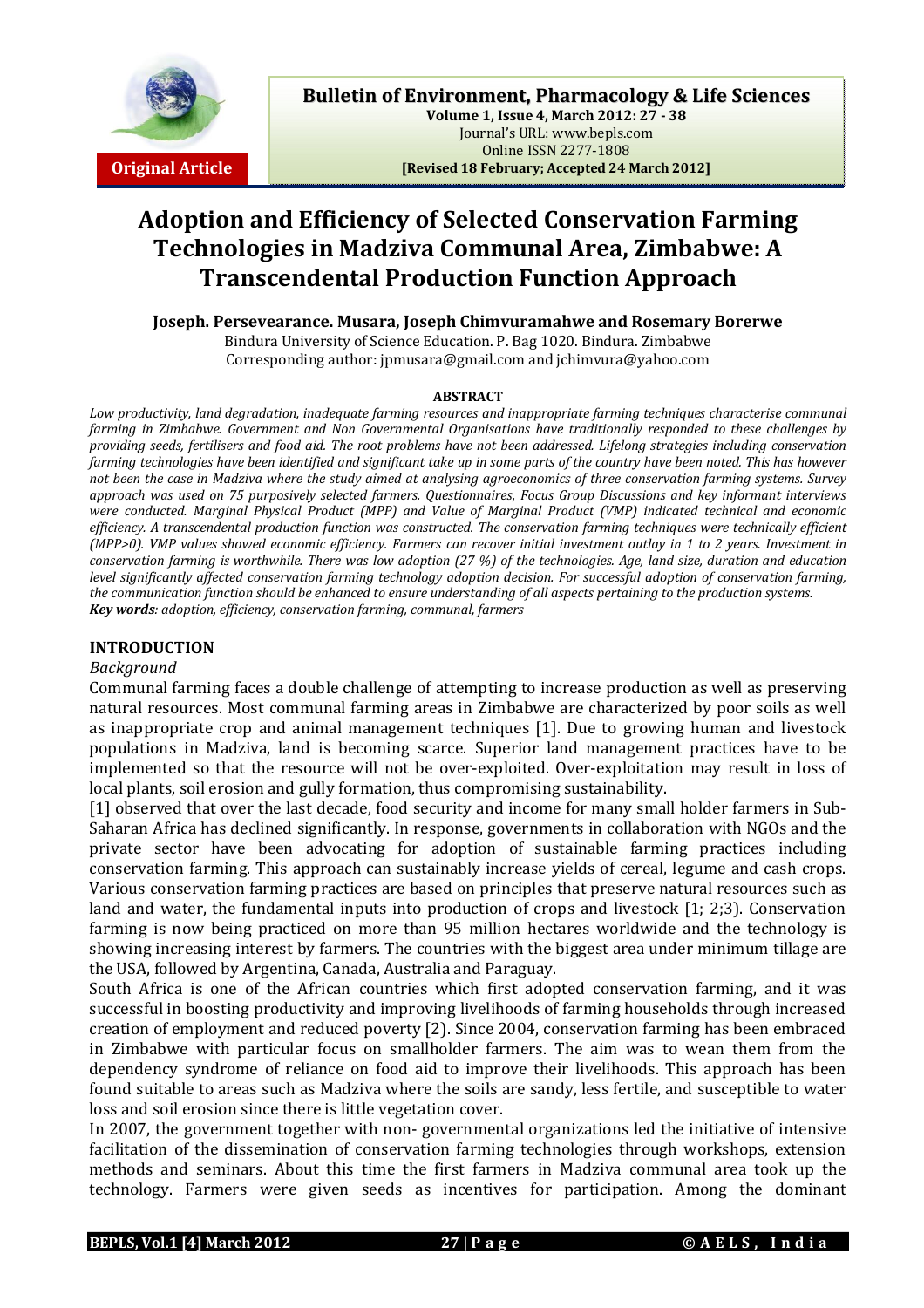Original Article

# Adoption and Efficiency of Selected Conservation Farming Technologies in Madziva Communal Area, Zimbabwe: A Transcendental Production Function Approach

**Joseph. Persevearance. Musara, Joseph Chimvuramahwe and Rosemary Borerwe**

Bindura University of Science Education. P. Bag 1020. Bindura. Zimbabwe

Corresponding author: jpmusara@gmail.com and jchimvura@yahoo.com

**ABSTRACT**

*Low productivity, land degradation, inadequate farming resources and inappropriate farming techniques characterise communal farming in Zimbabwe. Government and Non Governmental Organisations have traditionally responded to these challenges by providing seeds, fertilisers and food aid. The root problems have not been addressed. Lifelong strategies including conservation farming technologies have been identified and significant take up in some parts of the country have been noted. This has however not been the case in Madziva where the study aimed at analysing agroeconomics of three conservation farming systems. Survey approach was used on 75 purposively selected farmers. Questionnaires, Focus Group Discussions and key informant interviews were conducted. Marginal Physical Product (MPP) and Value of Marginal Product (VMP) indicated technical and economic efficiency. A transcendental production function was constructed. The conservation farming techniques were technically efficient (MPP>0). VMP values showed economic efficiency. Farmers can recover initial investment outlay in 1 to 2 years. Investment in conservation farming is worthwhile. There was low adoption (27 %) of the technologies. Age, land size, duration and education level significantly affected conservation farming technology adoption decision. For successful adoption of conservation farming, the communication function should be enhanced to ensure understanding of all aspects pertaining to the production systems.*

***Key words**: adoption, efficiency, conservation farming, communal, farmers*

## INTRODUCTION

*Background*

Communal farming faces a double challenge of attempting to increase production as well as preserving natural resources. Most communal farming areas in Zimbabwe are characterized by poor soils as well as inappropriate crop and animal management techniques [1]. Due to growing human and livestock populations in Madziva, land is becoming scarce. Superior land management practices have to be implemented so that the resource will not be over-exploited. Over-exploitation may result in loss of local plants, soil erosion and gully formation, thus compromising sustainability.

[1] observed that over the last decade, food security and income for many small holder farmers in Sub-Saharan Africa has declined significantly. In response, governments in collaboration with NGOs and the private sector have been advocating for adoption of sustainable farming practices including conservation farming. This approach can sustainably increase yields of cereal, legume and cash crops. Various conservation farming practices are based on principles that preserve natural resources such as land and water, the fundamental inputs into production of crops and livestock [1; 2;3]. Conservation farming is now being practiced on more than 95 million hectares worldwide and the technology is showing increasing interest by farmers. The countries with the biggest area under minimum tillage are the USA, followed by Argentina, Canada, Australia and Paraguay.

South Africa is one of the African countries which first adopted conservation farming, and it was successful in boosting productivity and improving livelihoods of farming households through increased creation of employment and reduced poverty [2]. Since 2004, conservation farming has been embraced in Zimbabwe with particular focus on smallholder farmers. The aim was to wean them from the dependency syndrome of reliance on food aid to improve their livelihoods. This approach has been found suitable to areas such as Madziva where the soils are sandy, less fertile, and susceptible to water loss and soil erosion since there is little vegetation cover.

In 2007, the government together with non- governmental organizations led the initiative of intensive facilitation of the dissemination of conservation farming technologies through workshops, extension methods and seminars. About this time the first farmers in Madziva communal area took up the technology. Farmers were given seeds as incentives for participation. Among the dominant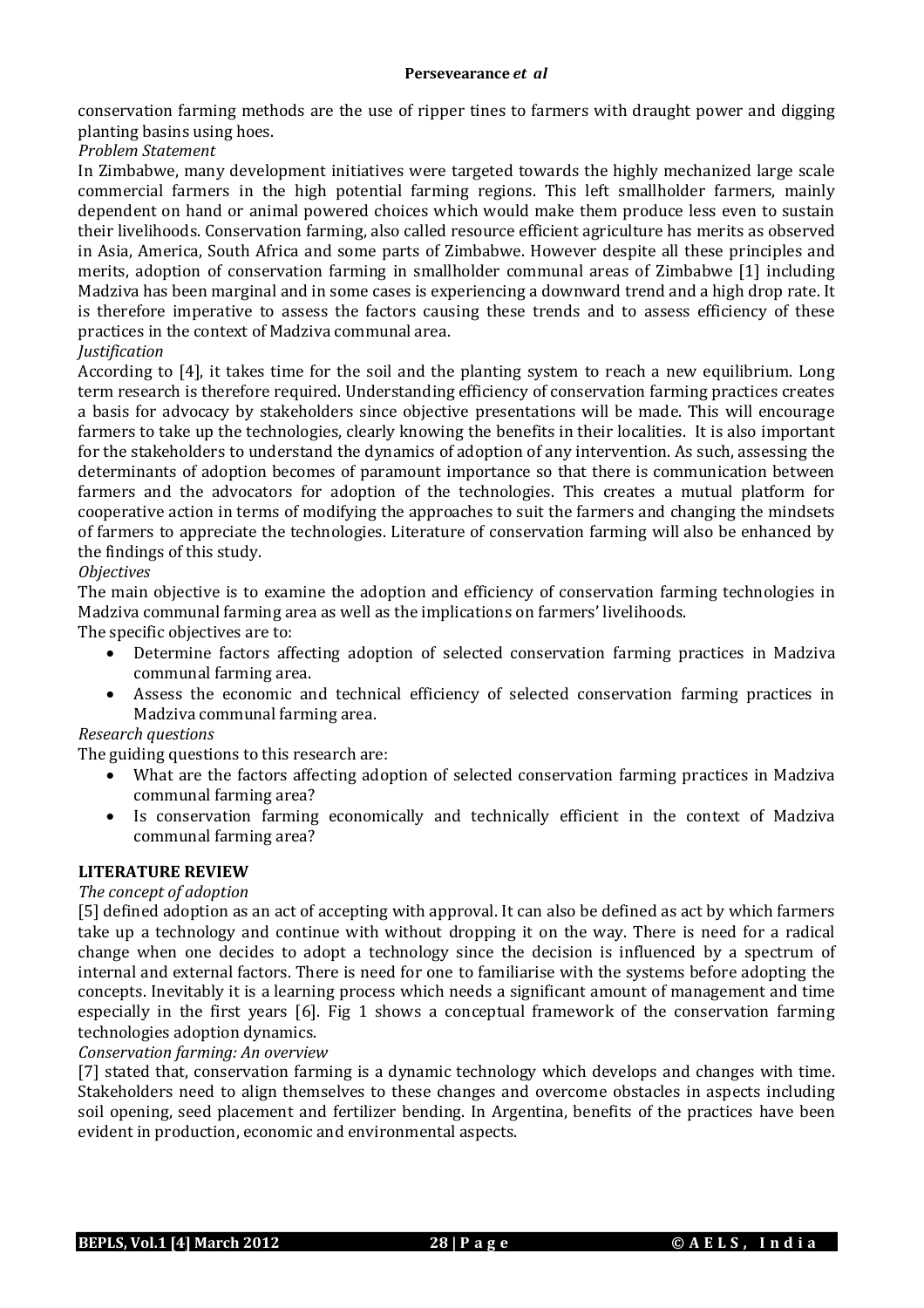conservation farming methods are the use of ripper tines to farmers with draught power and digging planting basins using hoes.

*Problem Statement*

In Zimbabwe, many development initiatives were targeted towards the highly mechanized large scale commercial farmers in the high potential farming regions. This left smallholder farmers, mainly dependent on hand or animal powered choices which would make them produce less even to sustain their livelihoods. Conservation farming, also called resource efficient agriculture has merits as observed in Asia, America, South Africa and some parts of Zimbabwe. However despite all these principles and merits, adoption of conservation farming in smallholder communal areas of Zimbabwe [1] including Madziva has been marginal and in some cases is experiencing a downward trend and a high drop rate. It is therefore imperative to assess the factors causing these trends and to assess efficiency of these practices in the context of Madziva communal area.

*Justification*

According to [4], it takes time for the soil and the planting system to reach a new equilibrium. Long term research is therefore required. Understanding efficiency of conservation farming practices creates a basis for advocacy by stakeholders since objective presentations will be made. This will encourage farmers to take up the technologies, clearly knowing the benefits in their localities. It is also important for the stakeholders to understand the dynamics of adoption of any intervention. As such, assessing the determinants of adoption becomes of paramount importance so that there is communication between farmers and the advocators for adoption of the technologies. This creates a mutual platform for cooperative action in terms of modifying the approaches to suit the farmers and changing the mindsets of farmers to appreciate the technologies. Literature of conservation farming will also be enhanced by the findings of this study.

*Objectives*

The main objective is to examine the adoption and efficiency of conservation farming technologies in Madziva communal farming area as well as the implications on farmers' livelihoods.

The specific objectives are to:

- Determine factors affecting adoption of selected conservation farming practices in Madziva communal farming area.
- Assess the economic and technical efficiency of selected conservation farming practices in Madziva communal farming area.

*Research questions*

The guiding questions to this research are:

- What are the factors affecting adoption of selected conservation farming practices in Madziva communal farming area?
- Is conservation farming economically and technically efficient in the context of Madziva communal farming area?

## LITERATURE REVIEW

*The concept of adoption*

[5] defined adoption as an act of accepting with approval. It can also be defined as act by which farmers take up a technology and continue with without dropping it on the way. There is need for a radical change when one decides to adopt a technology since the decision is influenced by a spectrum of internal and external factors. There is need for one to familiarise with the systems before adopting the concepts. Inevitably it is a learning process which needs a significant amount of management and time especially in the first years [6]. Fig 1 shows a conceptual framework of the conservation farming technologies adoption dynamics.

*Conservation farming: An overview*

[7] stated that, conservation farming is a dynamic technology which develops and changes with time. Stakeholders need to align themselves to these changes and overcome obstacles in aspects including soil opening, seed placement and fertilizer bending. In Argentina, benefits of the practices have been evident in production, economic and environmental aspects.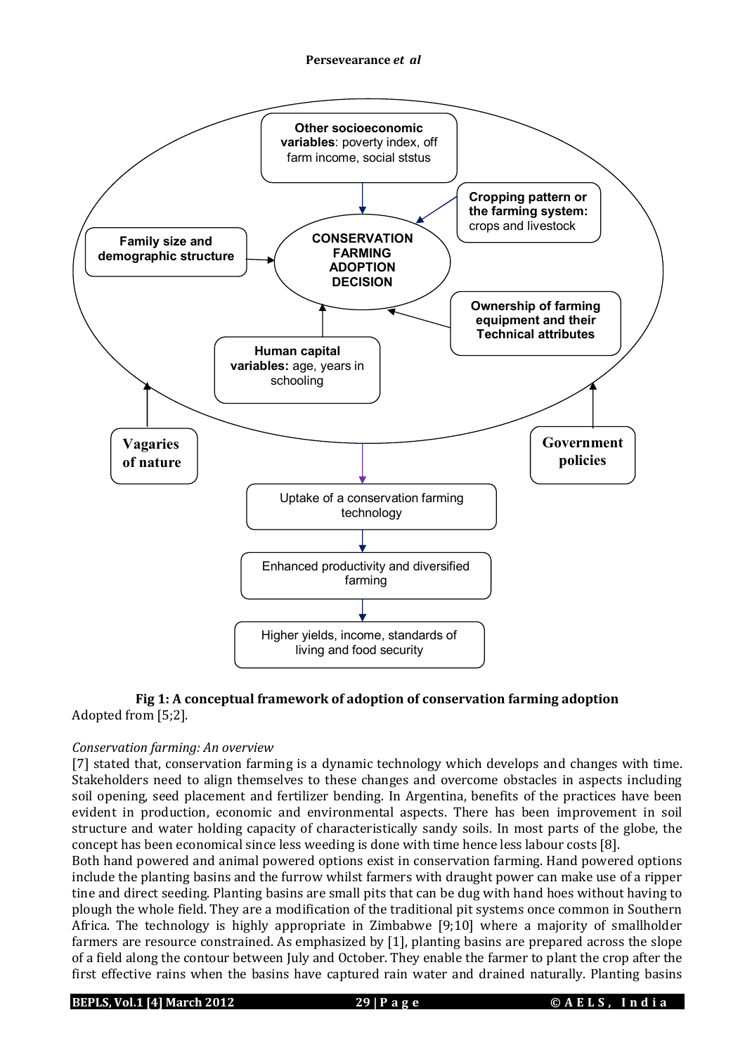**Fig 1: A conceptual framework of adoption of conservation farming adoption**

Adopted from [5;2].

*Conservation farming: An overview*

[7] stated that, conservation farming is a dynamic technology which develops and changes with time. Stakeholders need to align themselves to these changes and overcome obstacles in aspects including soil opening, seed placement and fertilizer bending. In Argentina, benefits of the practices have been evident in production, economic and environmental aspects. There has been improvement in soil structure and water holding capacity of characteristically sandy soils. In most parts of the globe, the concept has been economical since less weeding is done with time hence less labour costs [8].

Both hand powered and animal powered options exist in conservation farming. Hand powered options include the planting basins and the furrow whilst farmers with draught power can make use of a ripper tine and direct seeding. Planting basins are small pits that can be dug with hand hoes without having to plough the whole field. They are a modification of the traditional pit systems once common in Southern Africa. The technology is highly appropriate in Zimbabwe [9;10] where a majority of smallholder farmers are resource constrained. As emphasized by [1], planting basins are prepared across the slope of a field along the contour between July and October. They enable the farmer to plant the crop after the first effective rains when the basins have captured rain water and drained naturally. Planting basins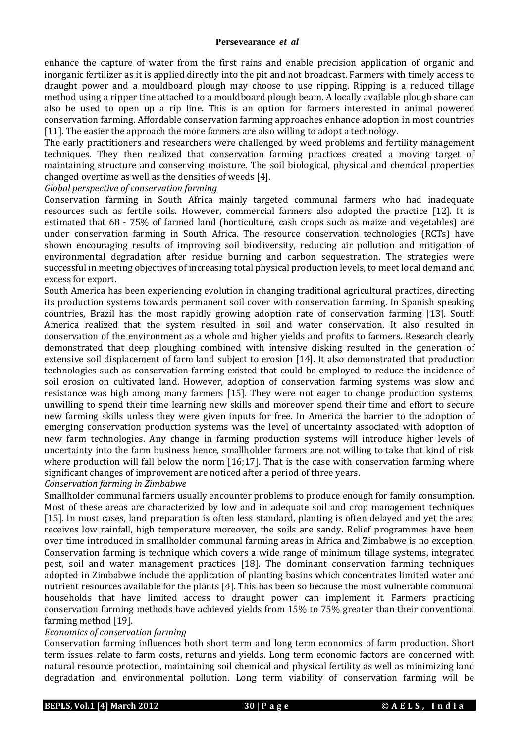enhance the capture of water from the first rains and enable precision application of organic and inorganic fertilizer as it is applied directly into the pit and not broadcast. Farmers with timely access to draught power and a mouldboard plough may choose to use ripping. Ripping is a reduced tillage method using a ripper tine attached to a mouldboard plough beam. A locally available plough share can also be used to open up a rip line. This is an option for farmers interested in animal powered conservation farming. Affordable conservation farming approaches enhance adoption in most countries [11]. The easier the approach the more farmers are also willing to adopt a technology.

The early practitioners and researchers were challenged by weed problems and fertility management techniques. They then realized that conservation farming practices created a moving target of maintaining structure and conserving moisture. The soil biological, physical and chemical properties changed overtime as well as the densities of weeds [4].

*Global perspective of conservation farming*

Conservation farming in South Africa mainly targeted communal farmers who had inadequate resources such as fertile soils. However, commercial farmers also adopted the practice [12]. It is estimated that 68 - 75% of farmed land (horticulture, cash crops such as maize and vegetables) are under conservation farming in South Africa. The resource conservation technologies (RCTs) have shown encouraging results of improving soil biodiversity, reducing air pollution and mitigation of environmental degradation after residue burning and carbon sequestration. The strategies were successful in meeting objectives of increasing total physical production levels, to meet local demand and excess for export.

South America has been experiencing evolution in changing traditional agricultural practices, directing its production systems towards permanent soil cover with conservation farming. In Spanish speaking countries, Brazil has the most rapidly growing adoption rate of conservation farming [13]. South America realized that the system resulted in soil and water conservation. It also resulted in conservation of the environment as a whole and higher yields and profits to farmers. Research clearly demonstrated that deep ploughing combined with intensive disking resulted in the generation of extensive soil displacement of farm land subject to erosion [14]. It also demonstrated that production technologies such as conservation farming existed that could be employed to reduce the incidence of soil erosion on cultivated land. However, adoption of conservation farming systems was slow and resistance was high among many farmers [15]. They were not eager to change production systems, unwilling to spend their time learning new skills and moreover spend their time and effort to secure new farming skills unless they were given inputs for free. In America the barrier to the adoption of emerging conservation production systems was the level of uncertainty associated with adoption of new farm technologies. Any change in farming production systems will introduce higher levels of uncertainty into the farm business hence, smallholder farmers are not willing to take that kind of risk where production will fall below the norm [16;17]. That is the case with conservation farming where significant changes of improvement are noticed after a period of three years.

*Conservation farming in Zimbabwe*

Smallholder communal farmers usually encounter problems to produce enough for family consumption. Most of these areas are characterized by low and in adequate soil and crop management techniques [15]. In most cases, land preparation is often less standard, planting is often delayed and yet the area receives low rainfall, high temperature moreover, the soils are sandy. Relief programmes have been over time introduced in smallholder communal farming areas in Africa and Zimbabwe is no exception. Conservation farming is technique which covers a wide range of minimum tillage systems, integrated pest, soil and water management practices [18]. The dominant conservation farming techniques adopted in Zimbabwe include the application of planting basins which concentrates limited water and nutrient resources available for the plants [4]. This has been so because the most vulnerable communal households that have limited access to draught power can implement it. Farmers practicing conservation farming methods have achieved yields from 15% to 75% greater than their conventional farming method [19].

*Economics of conservation farming*

Conservation farming influences both short term and long term economics of farm production. Short term issues relate to farm costs, returns and yields. Long term economic factors are concerned with natural resource protection, maintaining soil chemical and physical fertility as well as minimizing land degradation and environmental pollution. Long term viability of conservation farming will be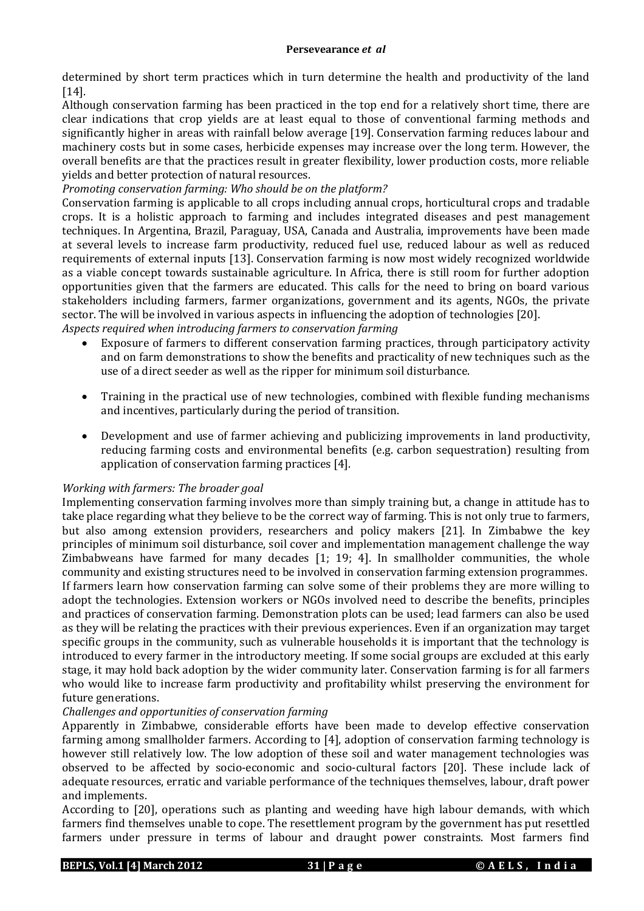determined by short term practices which in turn determine the health and productivity of the land [14].

Although conservation farming has been practiced in the top end for a relatively short time, there are clear indications that crop yields are at least equal to those of conventional farming methods and significantly higher in areas with rainfall below average [19]. Conservation farming reduces labour and machinery costs but in some cases, herbicide expenses may increase over the long term. However, the overall benefits are that the practices result in greater flexibility, lower production costs, more reliable yields and better protection of natural resources.

*Promoting conservation farming: Who should be on the platform?*

Conservation farming is applicable to all crops including annual crops, horticultural crops and tradable crops. It is a holistic approach to farming and includes integrated diseases and pest management techniques. In Argentina, Brazil, Paraguay, USA, Canada and Australia, improvements have been made at several levels to increase farm productivity, reduced fuel use, reduced labour as well as reduced requirements of external inputs [13]. Conservation farming is now most widely recognized worldwide as a viable concept towards sustainable agriculture. In Africa, there is still room for further adoption opportunities given that the farmers are educated. This calls for the need to bring on board various stakeholders including farmers, farmer organizations, government and its agents, NGOs, the private sector. The will be involved in various aspects in influencing the adoption of technologies [20].

*Aspects required when introducing farmers to conservation farming*

- Exposure of farmers to different conservation farming practices, through participatory activity and on farm demonstrations to show the benefits and practicality of new techniques such as the use of a direct seeder as well as the ripper for minimum soil disturbance.
- Training in the practical use of new technologies, combined with flexible funding mechanisms and incentives, particularly during the period of transition.
- Development and use of farmer achieving and publicizing improvements in land productivity, reducing farming costs and environmental benefits (e.g. carbon sequestration) resulting from application of conservation farming practices [4].

*Working with farmers: The broader goal*

Implementing conservation farming involves more than simply training but, a change in attitude has to take place regarding what they believe to be the correct way of farming. This is not only true to farmers, but also among extension providers, researchers and policy makers [21]. In Zimbabwe the key principles of minimum soil disturbance, soil cover and implementation management challenge the way Zimbabweans have farmed for many decades [1; 19; 4]. In smallholder communities, the whole community and existing structures need to be involved in conservation farming extension programmes. If farmers learn how conservation farming can solve some of their problems they are more willing to adopt the technologies. Extension workers or NGOs involved need to describe the benefits, principles and practices of conservation farming. Demonstration plots can be used; lead farmers can also be used as they will be relating the practices with their previous experiences. Even if an organization may target specific groups in the community, such as vulnerable households it is important that the technology is introduced to every farmer in the introductory meeting. If some social groups are excluded at this early stage, it may hold back adoption by the wider community later. Conservation farming is for all farmers who would like to increase farm productivity and profitability whilst preserving the environment for future generations.

*Challenges and opportunities of conservation farming*

Apparently in Zimbabwe, considerable efforts have been made to develop effective conservation farming among smallholder farmers. According to [4], adoption of conservation farming technology is however still relatively low. The low adoption of these soil and water management technologies was observed to be affected by socio-economic and socio-cultural factors [20]. These include lack of adequate resources, erratic and variable performance of the techniques themselves, labour, draft power and implements.

According to [20], operations such as planting and weeding have high labour demands, with which farmers find themselves unable to cope. The resettlement program by the government has put resettled farmers under pressure in terms of labour and draught power constraints. Most farmers find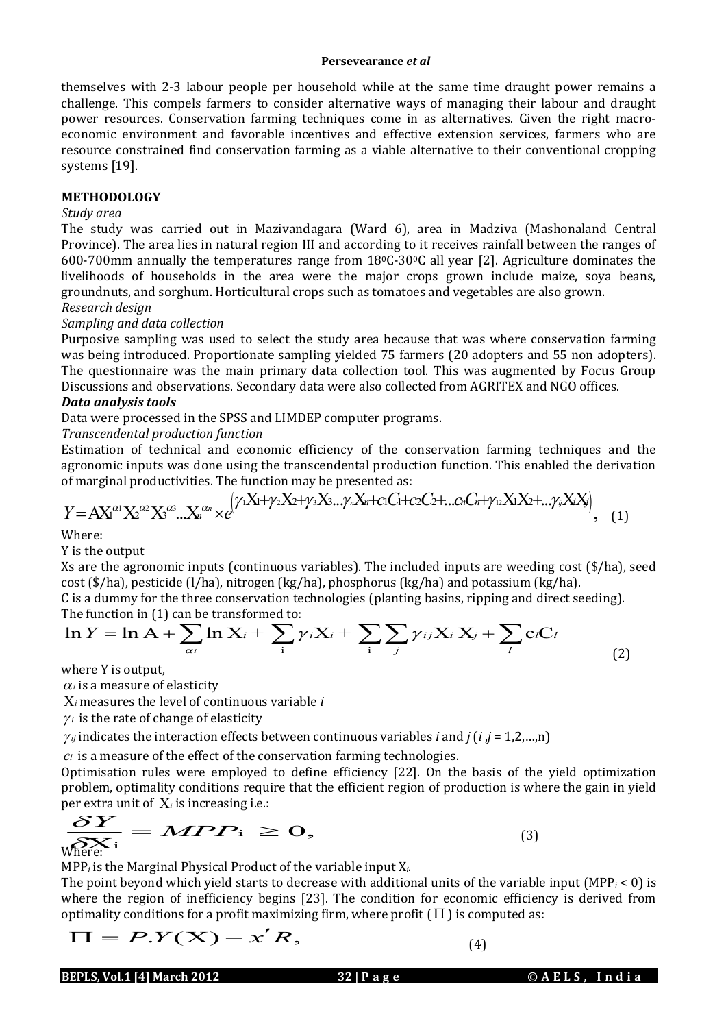themselves with 2-3 labour people per household while at the same time draught power remains a challenge. This compels farmers to consider alternative ways of managing their labour and draught power resources. Conservation farming techniques come in as alternatives. Given the right macro-economic environment and favorable incentives and effective extension services, farmers who are resource constrained find conservation farming as a viable alternative to their conventional cropping systems [19].

## METHODOLOGY

*Study area*

The study was carried out in Mazivandagara (Ward 6), area in Madziva (Mashonaland Central Province). The area lies in natural region III and according to it receives rainfall between the ranges of 600-700mm annually the temperatures range from 18°C-30°C all year [2]. Agriculture dominates the livelihoods of households in the area were the major crops grown include maize, soya beans, groundnuts, and sorghum. Horticultural crops such as tomatoes and vegetables are also grown.

*Research design*

*Sampling and data collection*

Purposive sampling was used to select the study area because that was where conservation farming was being introduced. Proportionate sampling yielded 75 farmers (20 adopters and 55 non adopters). The questionnaire was the main primary data collection tool. This was augmented by Focus Group Discussions and observations. Secondary data were also collected from AGRITEX and NGO offices.

***Data analysis tools***

Data were processed in the SPSS and LIMDEP computer programs.

*Transcendental production function*

Estimation of technical and economic efficiency of the conservation farming techniques and the agronomic inputs was done using the transcendental production function. This enabled the derivation of marginal productivities. The function may be presented as:

$$Y = AX_1^{\alpha_1} X_2^{\alpha_2} X_3^{\alpha_3} \ldots X_n^{\alpha_n} \times e^{\left(\gamma_1 X_1 + \gamma_2 X_2 + \gamma_3 X_3 \ldots \gamma_n X_n + c_1 C_1 + c_2 C_2 + \ldots c_n C_n + \gamma_{12} X_1 X_2 + \ldots \gamma_{ij} X_i X_j\right)}, \quad (1)$$

Where:

Y is the output

Xs are the agronomic inputs (continuous variables). The included inputs are weeding cost (\$/ha), seed cost (\$/ha), pesticide (l/ha), nitrogen (kg/ha), phosphorus (kg/ha) and potassium (kg/ha).

C is a dummy for the three conservation technologies (planting basins, ripping and direct seeding).

The function in (1) can be transformed to:

$$\ln Y = \ln A + \sum_{\alpha_i} \ln X_i + \sum_{i} \gamma_i X_i + \sum_{i} \sum_{j} \gamma_{ij} X_i X_j + \sum_{l} c_l C_l \quad (2)$$

where Y is output,

$\alpha_i$ is a measure of elasticity

$X_i$ measures the level of continuous variable *i*

$\gamma_i$ is the rate of change of elasticity

$\gamma_{ij}$ indicates the interaction effects between continuous variables *i* and *j* ($i, j = 1,2,\ldots,n$)

$c_l$ is a measure of the effect of the conservation farming technologies.

Optimisation rules were employed to define efficiency [22]. On the basis of the yield optimization problem, optimality conditions require that the efficient region of production is where the gain in yield per extra unit of $X_i$ is increasing i.e.:

$$\frac{\delta Y}{\delta X_i} = MPP_i \geq 0, \quad (3)$$

Where:

$MPP_i$ is the Marginal Physical Product of the variable input $X_i$.

The point beyond which yield starts to decrease with additional units of the variable input ($MPP_i < 0$) is where the region of inefficiency begins [23]. The condition for economic efficiency is derived from optimality conditions for a profit maximizing firm, where profit ($\Pi$) is computed as:

$$\Pi = P.Y(X) - x'R, \quad (4)$$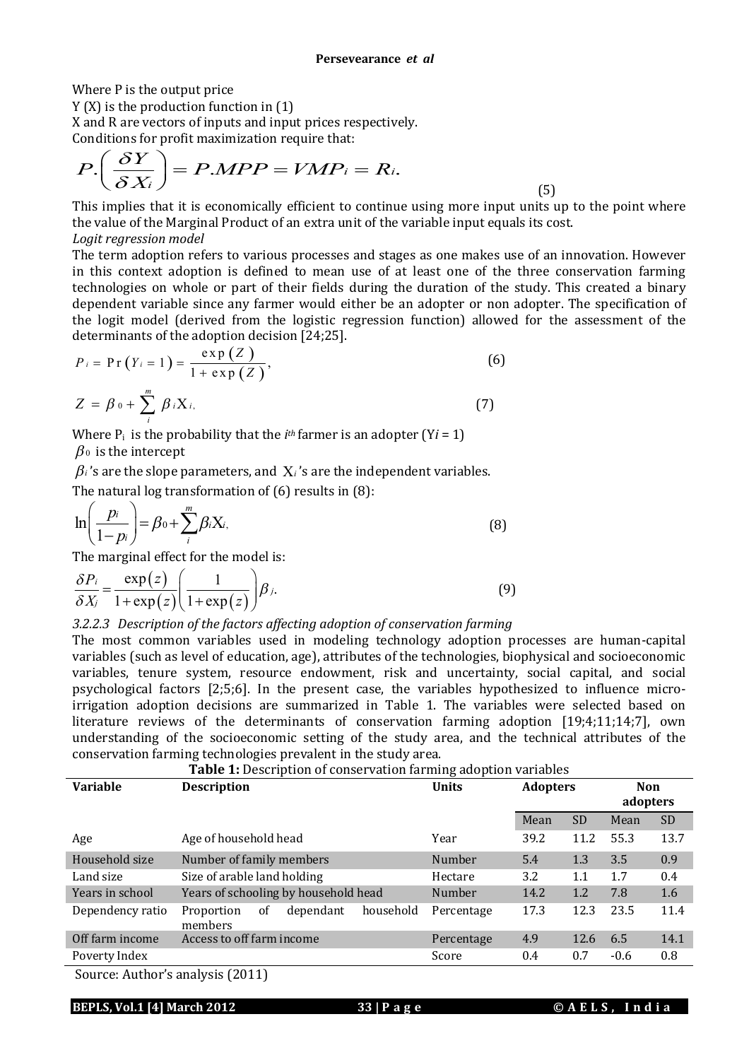Where P is the output price

Y (X) is the production function in (1)

X and R are vectors of inputs and input prices respectively.

Conditions for profit maximization require that:

$$P.\left(\frac{\delta Y}{\delta X_i}\right) = P.MPP = VMP_i = R_i. \tag{5}$$

This implies that it is economically efficient to continue using more input units up to the point where the value of the Marginal Product of an extra unit of the variable input equals its cost.

*Logit regression model*

The term adoption refers to various processes and stages as one makes use of an innovation. However in this context adoption is defined to mean use of at least one of the three conservation farming technologies on whole or part of their fields during the duration of the study. This created a binary dependent variable since any farmer would either be an adopter or non adopter. The specification of the logit model (derived from the logistic regression function) allowed for the assessment of the determinants of the adoption decision [24;25].

$$P_i = \Pr(Y_i = 1) = \frac{\exp(Z)}{1 + \exp(Z)}, \tag{6}$$

$$Z = \beta_0 + \sum_{i}^{m} \beta_i X_i, \tag{7}$$

Where $P_i$ is the probability that the $i^{th}$ farmer is an adopter ($Yi = 1$)

$\beta_0$ is the intercept

$\beta_i$'s are the slope parameters, and $X_i$'s are the independent variables.

The natural log transformation of (6) results in (8):

$$\ln\left(\frac{p_i}{1-p_i}\right) = \beta_0 + \sum_{i}^{m} \beta_i X_i, \tag{8}$$

The marginal effect for the model is:

$$\frac{\delta P_i}{\delta X_j} = \frac{\exp(z)}{1+\exp(z)}\left(\frac{1}{1+\exp(z)}\right)\beta_j. \tag{9}$$

*3.2.2.3 Description of the factors affecting adoption of conservation farming*

The most common variables used in modeling technology adoption processes are human-capital variables (such as level of education, age), attributes of the technologies, biophysical and socioeconomic variables, tenure system, resource endowment, risk and uncertainty, social capital, and social psychological factors [2;5;6]. In the present case, the variables hypothesized to influence micro-irrigation adoption decisions are summarized in Table 1. The variables were selected based on literature reviews of the determinants of conservation farming adoption [19;4;11;14;7], own understanding of the socioeconomic setting of the study area, and the technical attributes of the conservation farming technologies prevalent in the study area.

**Table 1:** Description of conservation farming adoption variables

| Variable | Description | Units | Adopters | | Non adopters | |
|---|---|---|---|---|---|---|
| | | | Mean | SD | Mean | SD |
| Age | Age of household head | Year | 39.2 | 11.2 | 55.3 | 13.7 |
| Household size | Number of family members | Number | 5.4 | 1.3 | 3.5 | 0.9 |
| Land size | Size of arable land holding | Hectare | 3.2 | 1.1 | 1.7 | 0.4 |
| Years in school | Years of schooling by household head | Number | 14.2 | 1.2 | 7.8 | 1.6 |
| Dependency ratio | Proportion of dependant household members | Percentage | 17.3 | 12.3 | 23.5 | 11.4 |
| Off farm income | Access to off farm income | Percentage | 4.9 | 12.6 | 6.5 | 14.1 |
| Poverty Index | | Score | 0.4 | 0.7 | -0.6 | 0.8 |

Source: Author's analysis (2011)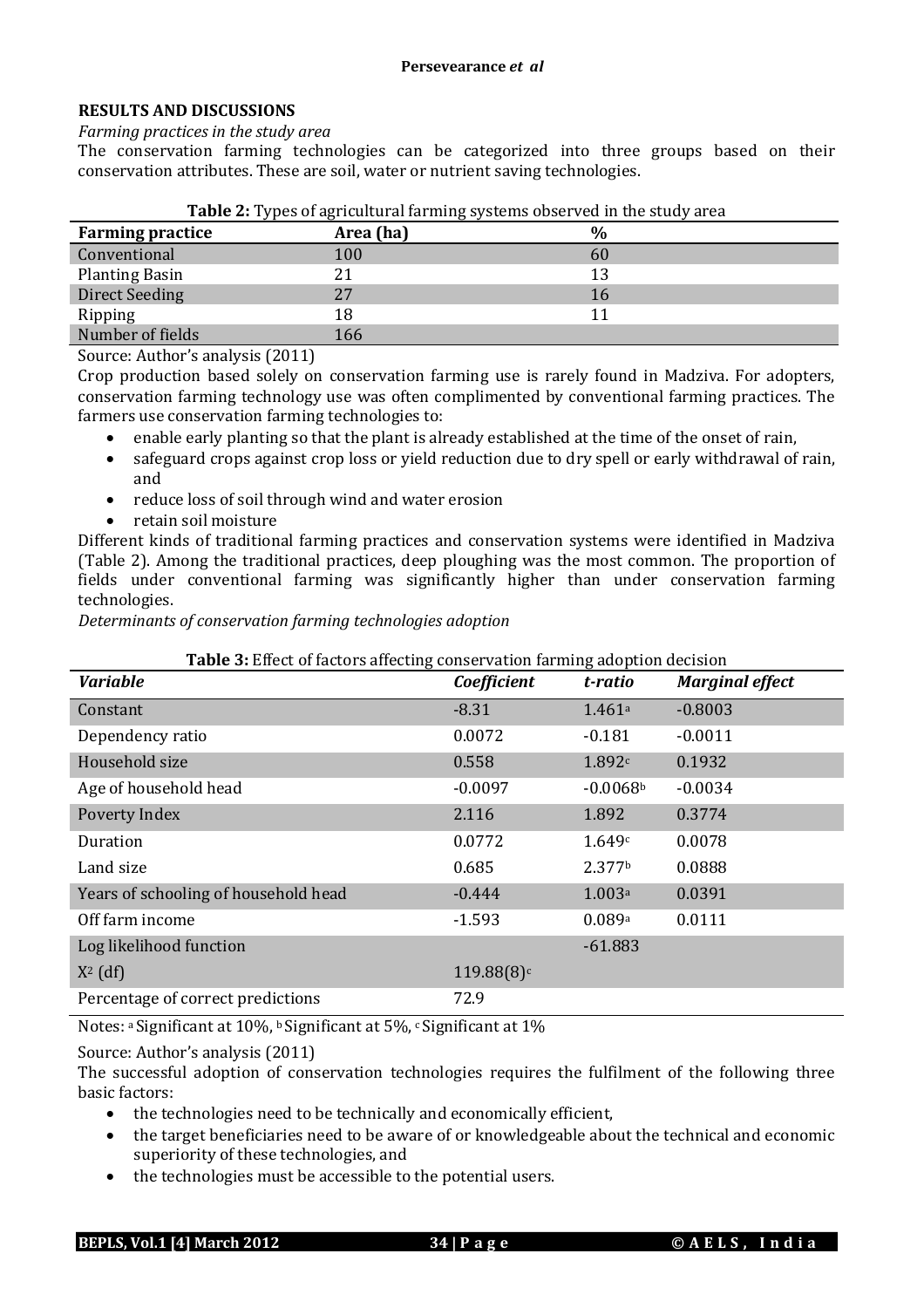## RESULTS AND DISCUSSIONS

*Farming practices in the study area*

The conservation farming technologies can be categorized into three groups based on their conservation attributes. These are soil, water or nutrient saving technologies.

**Table 2:** Types of agricultural farming systems observed in the study area

| Farming practice | Area (ha) | % |
|---|---|---|
| Conventional | 100 | 60 |
| Planting Basin | 21 | 13 |
| Direct Seeding | 27 | 16 |
| Ripping | 18 | 11 |
| Number of fields | 166 | |

Source: Author's analysis (2011)

Crop production based solely on conservation farming use is rarely found in Madziva. For adopters, conservation farming technology use was often complimented by conventional farming practices. The farmers use conservation farming technologies to:

- enable early planting so that the plant is already established at the time of the onset of rain,
- safeguard crops against crop loss or yield reduction due to dry spell or early withdrawal of rain, and
- reduce loss of soil through wind and water erosion
- retain soil moisture

Different kinds of traditional farming practices and conservation systems were identified in Madziva (Table 2). Among the traditional practices, deep ploughing was the most common. The proportion of fields under conventional farming was significantly higher than under conservation farming technologies.

*Determinants of conservation farming technologies adoption*

**Table 3:** Effect of factors affecting conservation farming adoption decision

| *Variable* | *Coefficient* | *t-ratio* | *Marginal effect* |
|---|---|---|---|
| Constant | -8.31 | 1.461[a] | -0.8003 |
| Dependency ratio | 0.0072 | -0.181 | -0.0011 |
| Household size | 0.558 | 1.892[c] | 0.1932 |
| Age of household head | -0.0097 | -0.0068[b] | -0.0034 |
| Poverty Index | 2.116 | 1.892 | 0.3774 |
| Duration | 0.0772 | 1.649[c] | 0.0078 |
| Land size | 0.685 | 2.377[b] | 0.0888 |
| Years of schooling of household head | -0.444 | 1.003[a] | 0.0391 |
| Off farm income | -1.593 | 0.089[a] | 0.0111 |
| Log likelihood function | | -61.883 | |
| $X^2$ (df) | 119.88(8)[c] | | |
| Percentage of correct predictions | 72.9 | | |

Notes: [a] Significant at 10%, [b] Significant at 5%, [c] Significant at 1%

Source: Author's analysis (2011)

The successful adoption of conservation technologies requires the fulfilment of the following three basic factors:

- the technologies need to be technically and economically efficient,
- the target beneficiaries need to be aware of or knowledgeable about the technical and economic superiority of these technologies, and
- the technologies must be accessible to the potential users.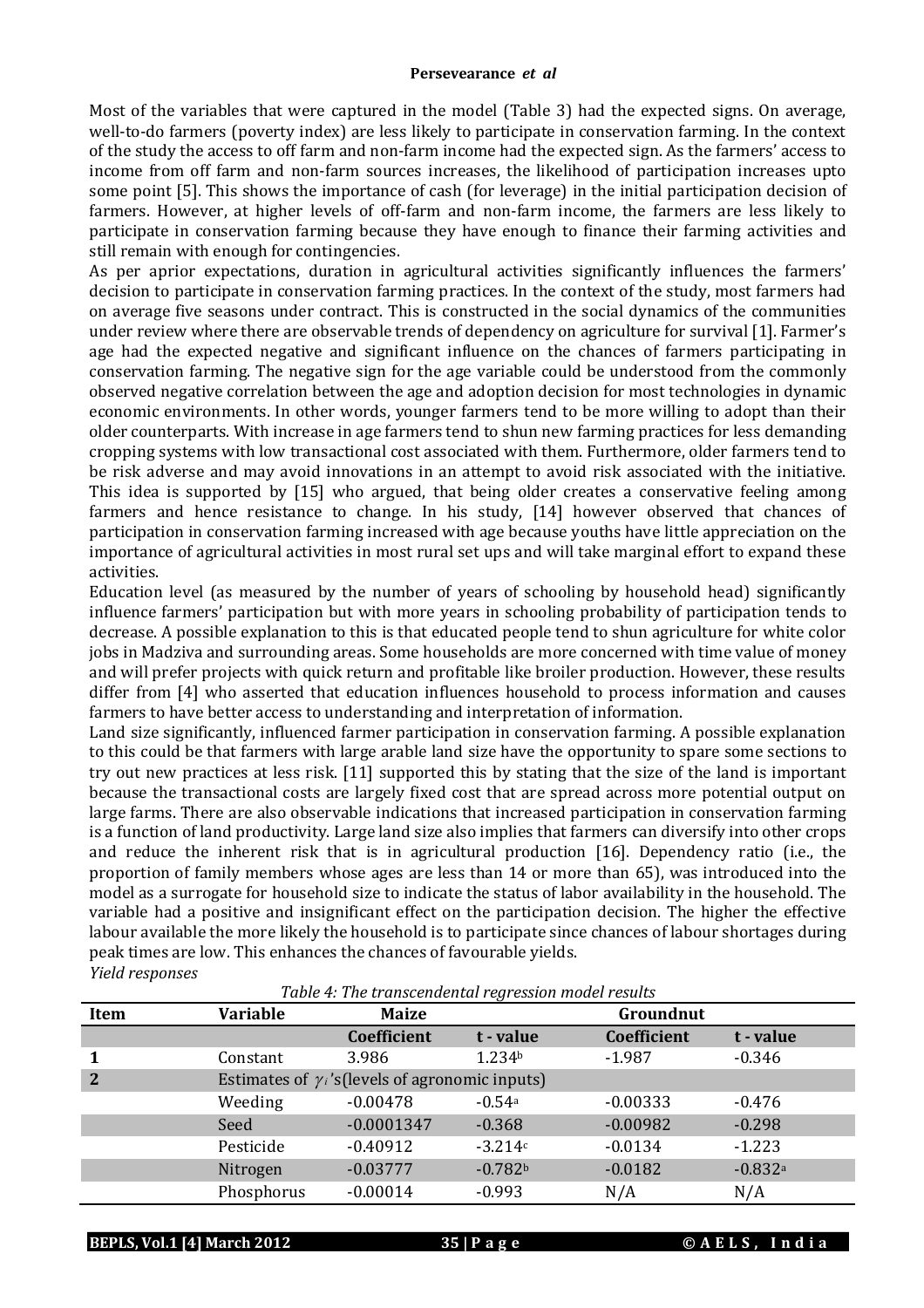Most of the variables that were captured in the model (Table 3) had the expected signs. On average, well-to-do farmers (poverty index) are less likely to participate in conservation farming. In the context of the study the access to off farm and non-farm income had the expected sign. As the farmers' access to income from off farm and non-farm sources increases, the likelihood of participation increases upto some point [5]. This shows the importance of cash (for leverage) in the initial participation decision of farmers. However, at higher levels of off-farm and non-farm income, the farmers are less likely to participate in conservation farming because they have enough to finance their farming activities and still remain with enough for contingencies.

As per aprior expectations, duration in agricultural activities significantly influences the farmers' decision to participate in conservation farming practices. In the context of the study, most farmers had on average five seasons under contract. This is constructed in the social dynamics of the communities under review where there are observable trends of dependency on agriculture for survival [1]. Farmer's age had the expected negative and significant influence on the chances of farmers participating in conservation farming. The negative sign for the age variable could be understood from the commonly observed negative correlation between the age and adoption decision for most technologies in dynamic economic environments. In other words, younger farmers tend to be more willing to adopt than their older counterparts. With increase in age farmers tend to shun new farming practices for less demanding cropping systems with low transactional cost associated with them. Furthermore, older farmers tend to be risk adverse and may avoid innovations in an attempt to avoid risk associated with the initiative. This idea is supported by [15] who argued, that being older creates a conservative feeling among farmers and hence resistance to change. In his study, [14] however observed that chances of participation in conservation farming increased with age because youths have little appreciation on the importance of agricultural activities in most rural set ups and will take marginal effort to expand these activities.

Education level (as measured by the number of years of schooling by household head) significantly influence farmers' participation but with more years in schooling probability of participation tends to decrease. A possible explanation to this is that educated people tend to shun agriculture for white color jobs in Madziva and surrounding areas. Some households are more concerned with time value of money and will prefer projects with quick return and profitable like broiler production. However, these results differ from [4] who asserted that education influences household to process information and causes farmers to have better access to understanding and interpretation of information.

Land size significantly, influenced farmer participation in conservation farming. A possible explanation to this could be that farmers with large arable land size have the opportunity to spare some sections to try out new practices at less risk. [11] supported this by stating that the size of the land is important because the transactional costs are largely fixed cost that are spread across more potential output on large farms. There are also observable indications that increased participation in conservation farming is a function of land productivity. Large land size also implies that farmers can diversify into other crops and reduce the inherent risk that is in agricultural production [16]. Dependency ratio (i.e., the proportion of family members whose ages are less than 14 or more than 65), was introduced into the model as a surrogate for household size to indicate the status of labor availability in the household. The variable had a positive and insignificant effect on the participation decision. The higher the effective labour available the more likely the household is to participate since chances of labour shortages during peak times are low. This enhances the chances of favourable yields.

*Yield responses*

*Table 4: The transcendental regression model results*

| Item | Variable | Maize | | Groundnut | |
|---|---|---|---|---|---|
| | | **Coefficient** | **t - value** | **Coefficient** | **t - value** |
| 1 | Constant | 3.986 | 1.234[b] | -1.987 | -0.346 |
| 2 | Estimates of $\gamma_i$'s(levels of agronomic inputs) | | | | |
| | Weeding | -0.00478 | -0.54[a] | -0.00333 | -0.476 |
| | Seed | -0.0001347 | -0.368 | -0.00982 | -0.298 |
| | Pesticide | -0.40912 | -3.214[c] | -0.0134 | -1.223 |
| | Nitrogen | -0.03777 | -0.782[b] | -0.0182 | -0.832[a] |
| | Phosphorus | -0.00014 | -0.993 | N/A | N/A |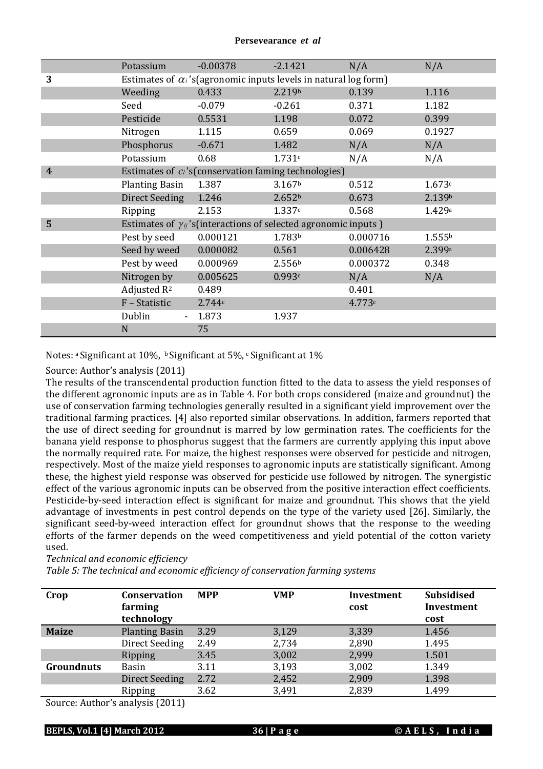|  | Potassium | -0.00378 | -2.1421 | N/A | N/A |
|---|---|---|---|---|---|
| **3** | Estimates of $\alpha_i$'s(agronomic inputs levels in natural log form) | | | | |
|  | Weeding | 0.433 | 2.219[b] | 0.139 | 1.116 |
|  | Seed | -0.079 | -0.261 | 0.371 | 1.182 |
|  | Pesticide | 0.5531 | 1.198 | 0.072 | 0.399 |
|  | Nitrogen | 1.115 | 0.659 | 0.069 | 0.1927 |
|  | Phosphorus | -0.671 | 1.482 | N/A | N/A |
|  | Potassium | 0.68 | 1.731[c] | N/A | N/A |
| **4** | Estimates of $c_i$'s(conservation faming technologies) | | | | |
|  | Planting Basin | 1.387 | 3.167[b] | 0.512 | 1.673[c] |
|  | Direct Seeding | 1.246 | 2.652[b] | 0.673 | 2.139[b] |
|  | Ripping | 2.153 | 1.337[c] | 0.568 | 1.429[a] |
| **5** | Estimates of $\gamma_{ij}$'s(interactions of selected agronomic inputs ) | | | | |
|  | Pest by seed | 0.000121 | 1.783[b] | 0.000716 | 1.555[b] |
|  | Seed by weed | 0.000082 | 0.561 | 0.006428 | 2.399[a] |
|  | Pest by weed | 0.000969 | 2.556[b] | 0.000372 | 0.348 |
|  | Nitrogen by | 0.005625 | 0.993[c] | N/A | N/A |
|  | Adjusted $R^2$ | 0.489 |  | 0.401 |  |
|  | F – Statistic | 2.744[c] |  | 4.773[c] |  |
|  | Dublin - | 1.873 | 1.937 |  |  |
|  | N | 75 |  |  |  |

Notes: [a] Significant at 10%, [b] Significant at 5%, [c] Significant at 1%

Source: Author's analysis (2011)

The results of the transcendental production function fitted to the data to assess the yield responses of the different agronomic inputs are as in Table 4. For both crops considered (maize and groundnut) the use of conservation farming technologies generally resulted in a significant yield improvement over the traditional farming practices. [4] also reported similar observations. In addition, farmers reported that the use of direct seeding for groundnut is marred by low germination rates. The coefficients for the banana yield response to phosphorus suggest that the farmers are currently applying this input above the normally required rate. For maize, the highest responses were observed for pesticide and nitrogen, respectively. Most of the maize yield responses to agronomic inputs are statistically significant. Among these, the highest yield response was observed for pesticide use followed by nitrogen. The synergistic effect of the various agronomic inputs can be observed from the positive interaction effect coefficients. Pesticide-by-seed interaction effect is significant for maize and groundnut. This shows that the yield advantage of investments in pest control depends on the type of the variety used [26]. Similarly, the significant seed-by-weed interaction effect for groundnut shows that the response to the weeding efforts of the farmer depends on the weed competitiveness and yield potential of the cotton variety used.

*Technical and economic efficiency*

*Table 5: The technical and economic efficiency of conservation farming systems*

| Crop | Conservation farming technology | MPP | VMP | Investment cost | Subsidised Investment cost |
|---|---|---|---|---|---|
| **Maize** | Planting Basin | 3.29 | 3,129 | 3,339 | 1.456 |
|  | Direct Seeding | 2.49 | 2,734 | 2,890 | 1.495 |
|  | Ripping | 3.45 | 3,002 | 2,999 | 1.501 |
| **Groundnuts** | Basin | 3.11 | 3,193 | 3,002 | 1.349 |
|  | Direct Seeding | 2.72 | 2,452 | 2,909 | 1.398 |
|  | Ripping | 3.62 | 3,491 | 2,839 | 1.499 |

Source: Author's analysis (2011)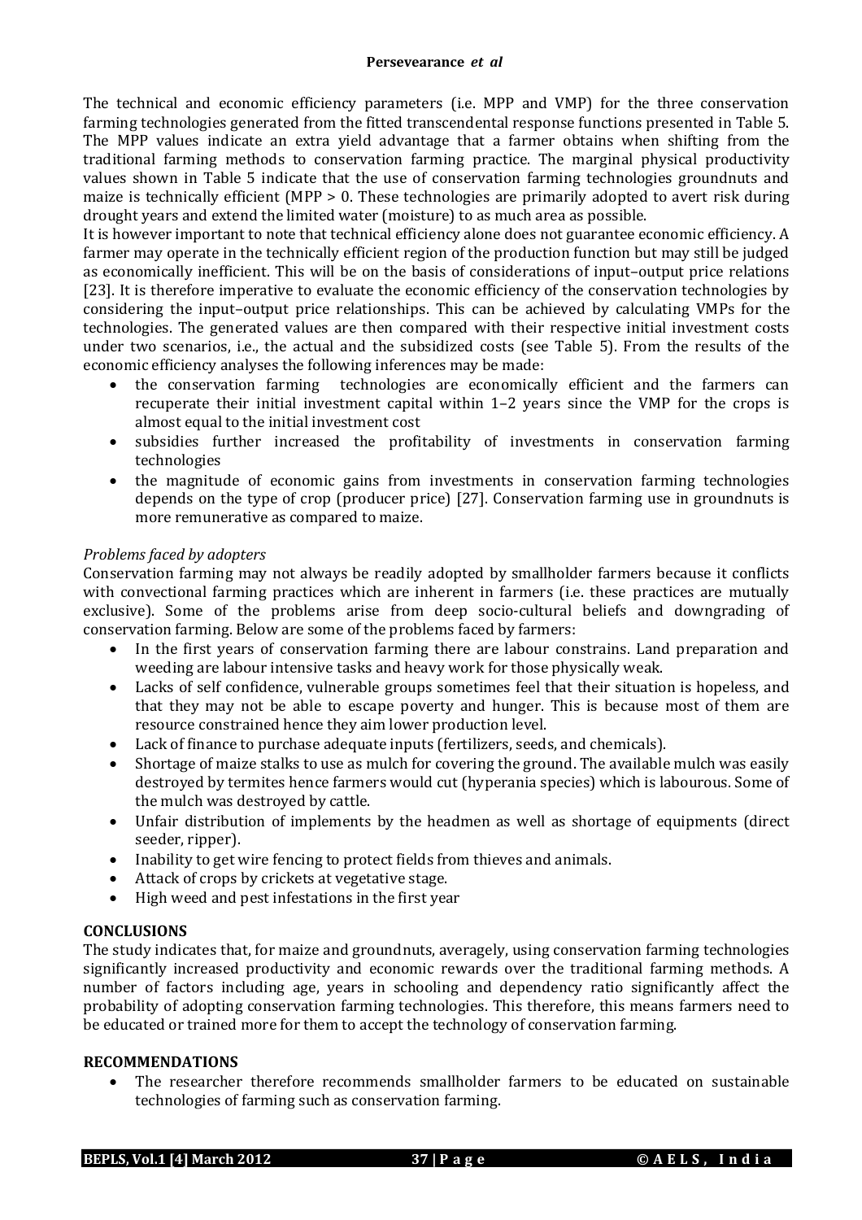The technical and economic efficiency parameters (i.e. MPP and VMP) for the three conservation farming technologies generated from the fitted transcendental response functions presented in Table 5. The MPP values indicate an extra yield advantage that a farmer obtains when shifting from the traditional farming methods to conservation farming practice. The marginal physical productivity values shown in Table 5 indicate that the use of conservation farming technologies groundnuts and maize is technically efficient (MPP > 0. These technologies are primarily adopted to avert risk during drought years and extend the limited water (moisture) to as much area as possible.

It is however important to note that technical efficiency alone does not guarantee economic efficiency. A farmer may operate in the technically efficient region of the production function but may still be judged as economically inefficient. This will be on the basis of considerations of input–output price relations [23]. It is therefore imperative to evaluate the economic efficiency of the conservation technologies by considering the input–output price relationships. This can be achieved by calculating VMPs for the technologies. The generated values are then compared with their respective initial investment costs under two scenarios, i.e., the actual and the subsidized costs (see Table 5). From the results of the economic efficiency analyses the following inferences may be made:

- the conservation farming technologies are economically efficient and the farmers can recuperate their initial investment capital within 1–2 years since the VMP for the crops is almost equal to the initial investment cost
- subsidies further increased the profitability of investments in conservation farming technologies
- the magnitude of economic gains from investments in conservation farming technologies depends on the type of crop (producer price) [27]. Conservation farming use in groundnuts is more remunerative as compared to maize.

*Problems faced by adopters*

Conservation farming may not always be readily adopted by smallholder farmers because it conflicts with convectional farming practices which are inherent in farmers (i.e. these practices are mutually exclusive). Some of the problems arise from deep socio-cultural beliefs and downgrading of conservation farming. Below are some of the problems faced by farmers:

- In the first years of conservation farming there are labour constrains. Land preparation and weeding are labour intensive tasks and heavy work for those physically weak.
- Lacks of self confidence, vulnerable groups sometimes feel that their situation is hopeless, and that they may not be able to escape poverty and hunger. This is because most of them are resource constrained hence they aim lower production level.
- Lack of finance to purchase adequate inputs (fertilizers, seeds, and chemicals).
- Shortage of maize stalks to use as mulch for covering the ground. The available mulch was easily destroyed by termites hence farmers would cut (hyperania species) which is labourous. Some of the mulch was destroyed by cattle.
- Unfair distribution of implements by the headmen as well as shortage of equipments (direct seeder, ripper).
- Inability to get wire fencing to protect fields from thieves and animals.
- Attack of crops by crickets at vegetative stage.
- High weed and pest infestations in the first year

## CONCLUSIONS

The study indicates that, for maize and groundnuts, averagely, using conservation farming technologies significantly increased productivity and economic rewards over the traditional farming methods. A number of factors including age, years in schooling and dependency ratio significantly affect the probability of adopting conservation farming technologies. This therefore, this means farmers need to be educated or trained more for them to accept the technology of conservation farming.

## RECOMMENDATIONS

- The researcher therefore recommends smallholder farmers to be educated on sustainable technologies of farming such as conservation farming.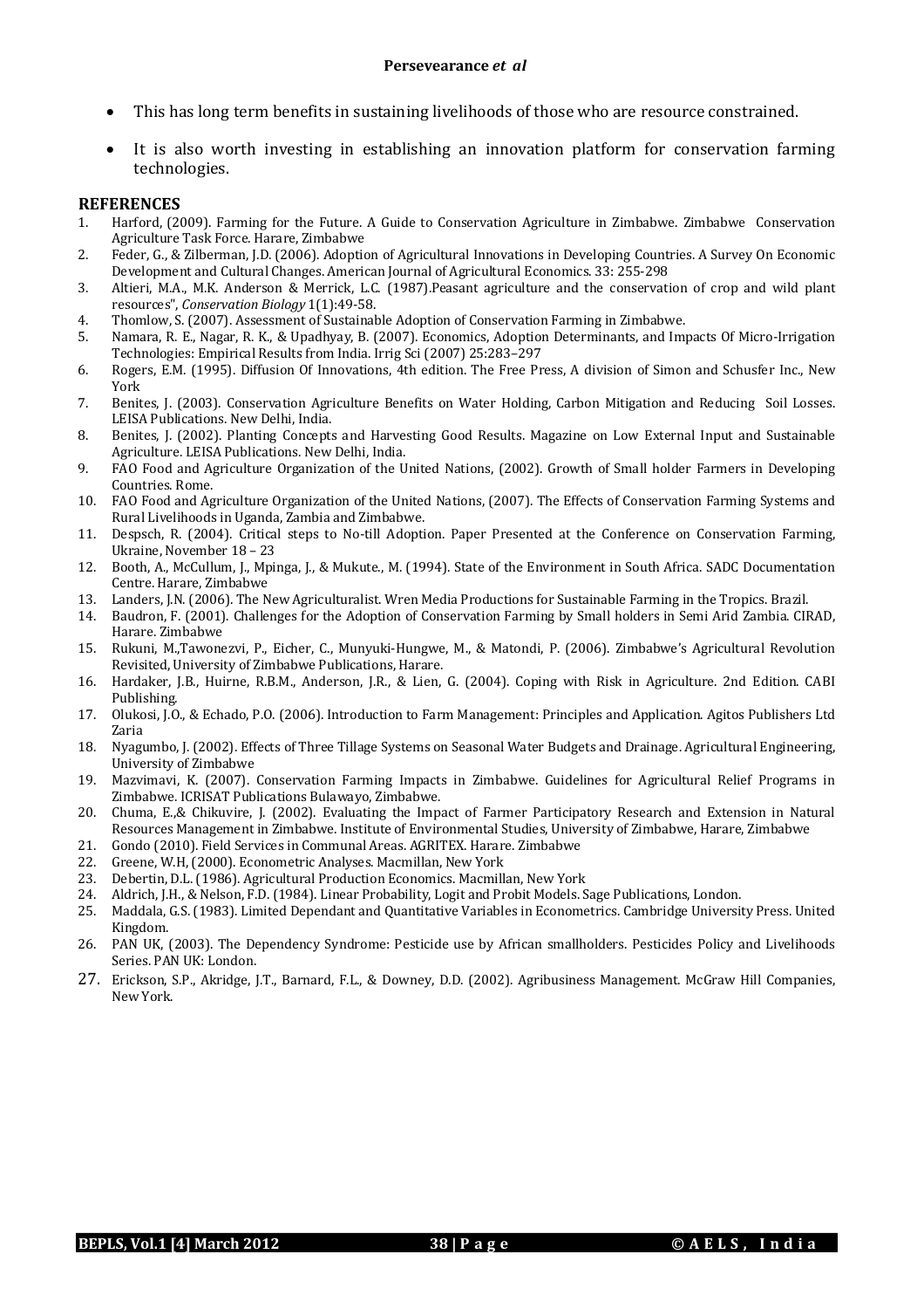- This has long term benefits in sustaining livelihoods of those who are resource constrained.
- It is also worth investing in establishing an innovation platform for conservation farming technologies.

## REFERENCES

1. Harford, (2009). Farming for the Future. A Guide to Conservation Agriculture in Zimbabwe. Zimbabwe Conservation Agriculture Task Force. Harare, Zimbabwe
2. Feder, G., & Zilberman, J.D. (2006). Adoption of Agricultural Innovations in Developing Countries. A Survey On Economic Development and Cultural Changes. American Journal of Agricultural Economics. 33: 255-298
3. Altieri, M.A., M.K. Anderson & Merrick, L.C. (1987).Peasant agriculture and the conservation of crop and wild plant resources", *Conservation Biology* 1(1):49-58.
4. Thomlow, S. (2007). Assessment of Sustainable Adoption of Conservation Farming in Zimbabwe.
5. Namara, R. E., Nagar, R. K., & Upadhyay, B. (2007). Economics, Adoption Determinants, and Impacts Of Micro-Irrigation Technologies: Empirical Results from India. Irrig Sci (2007) 25:283–297
6. Rogers, E.M. (1995). Diffusion Of Innovations, 4th edition. The Free Press, A division of Simon and Schusfer Inc., New York
7. Benites, J. (2003). Conservation Agriculture Benefits on Water Holding, Carbon Mitigation and Reducing Soil Losses. LEISA Publications. New Delhi, India.
8. Benites, J. (2002). Planting Concepts and Harvesting Good Results. Magazine on Low External Input and Sustainable Agriculture. LEISA Publications. New Delhi, India.
9. FAO Food and Agriculture Organization of the United Nations, (2002). Growth of Small holder Farmers in Developing Countries. Rome.
10. FAO Food and Agriculture Organization of the United Nations, (2007). The Effects of Conservation Farming Systems and Rural Livelihoods in Uganda, Zambia and Zimbabwe.
11. Despsch, R. (2004). Critical steps to No-till Adoption. Paper Presented at the Conference on Conservation Farming, Ukraine, November 18 – 23
12. Booth, A., McCullum, J., Mpinga, J., & Mukute., M. (1994). State of the Environment in South Africa. SADC Documentation Centre. Harare, Zimbabwe
13. Landers, J.N. (2006). The New Agriculturalist. Wren Media Productions for Sustainable Farming in the Tropics. Brazil.
14. Baudron, F. (2001). Challenges for the Adoption of Conservation Farming by Small holders in Semi Arid Zambia. CIRAD, Harare. Zimbabwe
15. Rukuni, M.,Tawonezvi, P., Eicher, C., Munyuki-Hungwe, M., & Matondi, P. (2006). Zimbabwe's Agricultural Revolution Revisited, University of Zimbabwe Publications, Harare.
16. Hardaker, J.B., Huirne, R.B.M., Anderson, J.R., & Lien, G. (2004). Coping with Risk in Agriculture. 2nd Edition. CABI Publishing.
17. Olukosi, J.O., & Echado, P.O. (2006). Introduction to Farm Management: Principles and Application. Agitos Publishers Ltd Zaria
18. Nyagumbo, J. (2002). Effects of Three Tillage Systems on Seasonal Water Budgets and Drainage. Agricultural Engineering, University of Zimbabwe
19. Mazvimavi, K. (2007). Conservation Farming Impacts in Zimbabwe. Guidelines for Agricultural Relief Programs in Zimbabwe. ICRISAT Publications Bulawayo, Zimbabwe.
20. Chuma, E.,& Chikuvire, J. (2002). Evaluating the Impact of Farmer Participatory Research and Extension in Natural Resources Management in Zimbabwe. Institute of Environmental Studies, University of Zimbabwe, Harare, Zimbabwe
21. Gondo (2010). Field Services in Communal Areas. AGRITEX. Harare. Zimbabwe
22. Greene, W.H, (2000). Econometric Analyses. Macmillan, New York
23. Debertin, D.L. (1986). Agricultural Production Economics. Macmillan, New York
24. Aldrich, J.H., & Nelson, F.D. (1984). Linear Probability, Logit and Probit Models. Sage Publications, London.
25. Maddala, G.S. (1983). Limited Dependant and Quantitative Variables in Econometrics. Cambridge University Press. United Kingdom.
26. PAN UK, (2003). The Dependency Syndrome: Pesticide use by African smallholders. Pesticides Policy and Livelihoods Series. PAN UK: London.
27. Erickson, S.P., Akridge, J.T., Barnard, F.L., & Downey, D.D. (2002). Agribusiness Management. McGraw Hill Companies, New York.